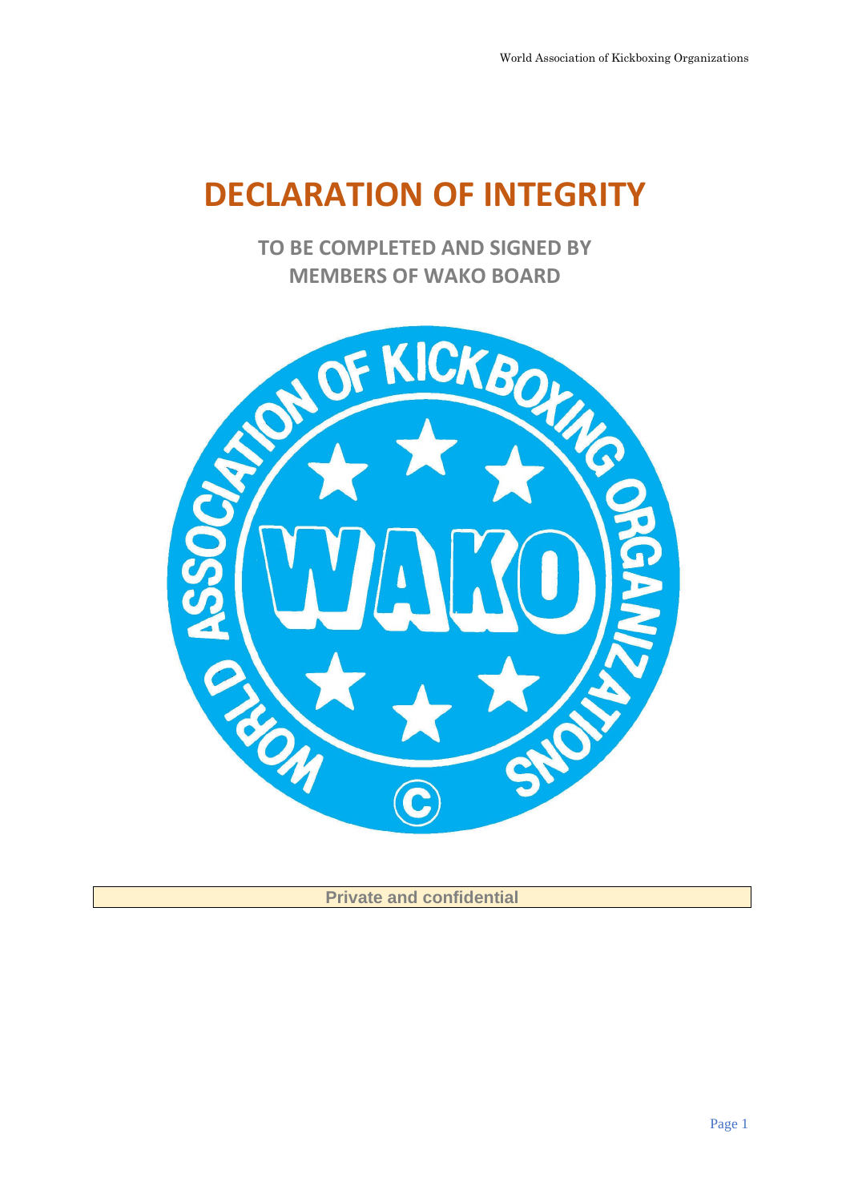# DECLARATION OF INTEGRITY

## TO BE COMPLETED AND SIGNED BY MEMBERS OF WAKO BOARD

**Private and confidential**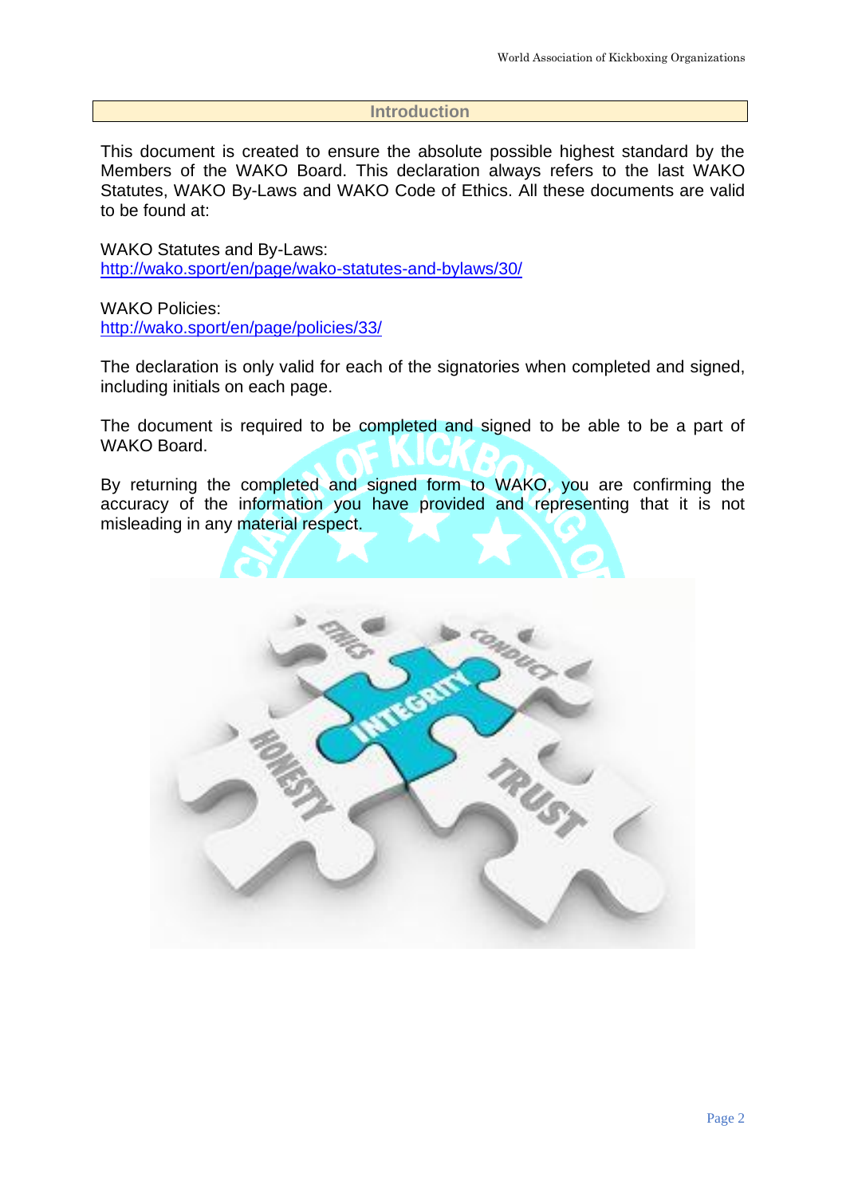## Introduction

This document is created to ensure the absolute possible highest standard by the Members of the WAKO Board. This declaration always refers to the last WAKO Statutes, WAKO By-Laws and WAKO Code of Ethics. All these documents are valid to be found at:

WAKO Statutes and By-Laws:
http://wako.sport/en/page/wako-statutes-and-bylaws/30/

WAKO Policies:
http://wako.sport/en/page/policies/33/

The declaration is only valid for each of the signatories when completed and signed, including initials on each page.

The document is required to be completed and signed to be able to be a part of WAKO Board.

By returning the completed and signed form to WAKO, you are confirming the accuracy of the information you have provided and representing that it is not misleading in any material respect.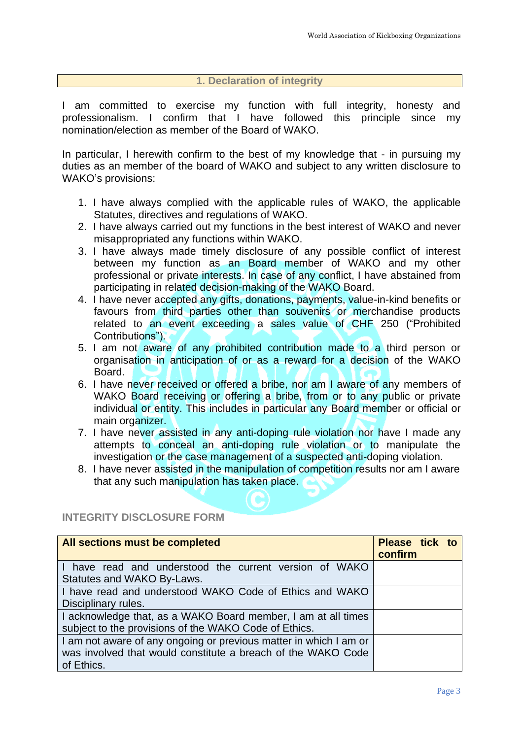## 1. Declaration of integrity

I am committed to exercise my function with full integrity, honesty and professionalism. I confirm that I have followed this principle since my nomination/election as member of the Board of WAKO.

In particular, I herewith confirm to the best of my knowledge that - in pursuing my duties as an member of the board of WAKO and subject to any written disclosure to WAKO's provisions:

1. I have always complied with the applicable rules of WAKO, the applicable Statutes, directives and regulations of WAKO.
2. I have always carried out my functions in the best interest of WAKO and never misappropriated any functions within WAKO.
3. I have always made timely disclosure of any possible conflict of interest between my function as an Board member of WAKO and my other professional or private interests. In case of any conflict, I have abstained from participating in related decision-making of the WAKO Board.
4. I have never accepted any gifts, donations, payments, value-in-kind benefits or favours from third parties other than souvenirs or merchandise products related to an event exceeding a sales value of CHF 250 ("Prohibited Contributions").
5. I am not aware of any prohibited contribution made to a third person or organisation in anticipation of or as a reward for a decision of the WAKO Board.
6. I have never received or offered a bribe, nor am I aware of any members of WAKO Board receiving or offering a bribe, from or to any public or private individual or entity. This includes in particular any Board member or official or main organizer.
7. I have never assisted in any anti-doping rule violation nor have I made any attempts to conceal an anti-doping rule violation or to manipulate the investigation or the case management of a suspected anti-doping violation.
8. I have never assisted in the manipulation of competition results nor am I aware that any such manipulation has taken place.

### INTEGRITY DISCLOSURE FORM

| **All sections must be completed** | **Please tick to confirm** |
|---|---|
| I have read and understood the current version of WAKO Statutes and WAKO By-Laws. | |
| I have read and understood WAKO Code of Ethics and WAKO Disciplinary rules. | |
| I acknowledge that, as a WAKO Board member, I am at all times subject to the provisions of the WAKO Code of Ethics. | |
| I am not aware of any ongoing or previous matter in which I am or was involved that would constitute a breach of the WAKO Code of Ethics. | |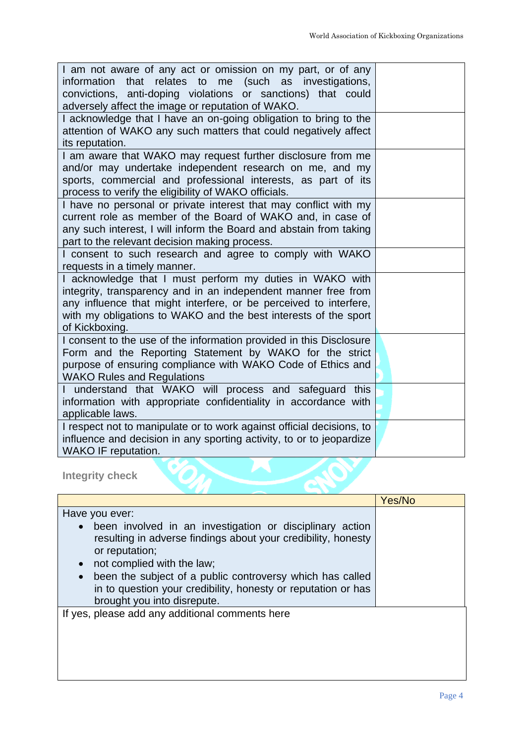| | |
|---|---|
| I am not aware of any act or omission on my part, or of any information that relates to me (such as investigations, convictions, anti-doping violations or sanctions) that could adversely affect the image or reputation of WAKO. | |
| I acknowledge that I have an on-going obligation to bring to the attention of WAKO any such matters that could negatively affect its reputation. | |
| I am aware that WAKO may request further disclosure from me and/or may undertake independent research on me, and my sports, commercial and professional interests, as part of its process to verify the eligibility of WAKO officials. | |
| I have no personal or private interest that may conflict with my current role as member of the Board of WAKO and, in case of any such interest, I will inform the Board and abstain from taking part to the relevant decision making process. | |
| I consent to such research and agree to comply with WAKO requests in a timely manner. | |
| I acknowledge that I must perform my duties in WAKO with integrity, transparency and in an independent manner free from any influence that might interfere, or be perceived to interfere, with my obligations to WAKO and the best interests of the sport of Kickboxing. | |
| I consent to the use of the information provided in this Disclosure Form and the Reporting Statement by WAKO for the strict purpose of ensuring compliance with WAKO Code of Ethics and WAKO Rules and Regulations | |
| I understand that WAKO will process and safeguard this information with appropriate confidentiality in accordance with applicable laws. | |
| I respect not to manipulate or to work against official decisions, to influence and decision in any sporting activity, to or to jeopardize WAKO IF reputation. | |

**Integrity check**

| | Yes/No |
|---|---|
| Have you ever:<br>• been involved in an investigation or disciplinary action resulting in adverse findings about your credibility, honesty or reputation;<br>• not complied with the law;<br>• been the subject of a public controversy which has called in to question your credibility, honesty or reputation or has brought you into disrepute. | |
| If yes, please add any additional comments here | |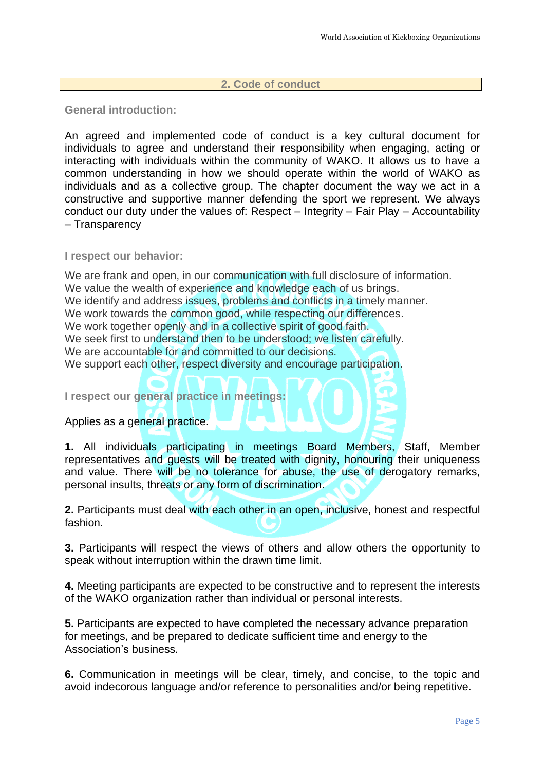## 2. Code of conduct

**General introduction:**

An agreed and implemented code of conduct is a key cultural document for individuals to agree and understand their responsibility when engaging, acting or interacting with individuals within the community of WAKO. It allows us to have a common understanding in how we should operate within the world of WAKO as individuals and as a collective group. The chapter document the way we act in a constructive and supportive manner defending the sport we represent. We always conduct our duty under the values of: Respect – Integrity – Fair Play – Accountability – Transparency

**I respect our behavior:**

We are frank and open, in our communication with full disclosure of information.
We value the wealth of experience and knowledge each of us brings.
We identify and address issues, problems and conflicts in a timely manner.
We work towards the common good, while respecting our differences.
We work together openly and in a collective spirit of good faith.
We seek first to understand then to be understood; we listen carefully.
We are accountable for and committed to our decisions.
We support each other, respect diversity and encourage participation.

**I respect our general practice in meetings:**

Applies as a general practice.

**1.** All individuals participating in meetings Board Members, Staff, Member representatives and guests will be treated with dignity, honouring their uniqueness and value. There will be no tolerance for abuse, the use of derogatory remarks, personal insults, threats or any form of discrimination.

**2.** Participants must deal with each other in an open, inclusive, honest and respectful fashion.

**3.** Participants will respect the views of others and allow others the opportunity to speak without interruption within the drawn time limit.

**4.** Meeting participants are expected to be constructive and to represent the interests of the WAKO organization rather than individual or personal interests.

**5.** Participants are expected to have completed the necessary advance preparation for meetings, and be prepared to dedicate sufficient time and energy to the Association's business.

**6.** Communication in meetings will be clear, timely, and concise, to the topic and avoid indecorous language and/or reference to personalities and/or being repetitive.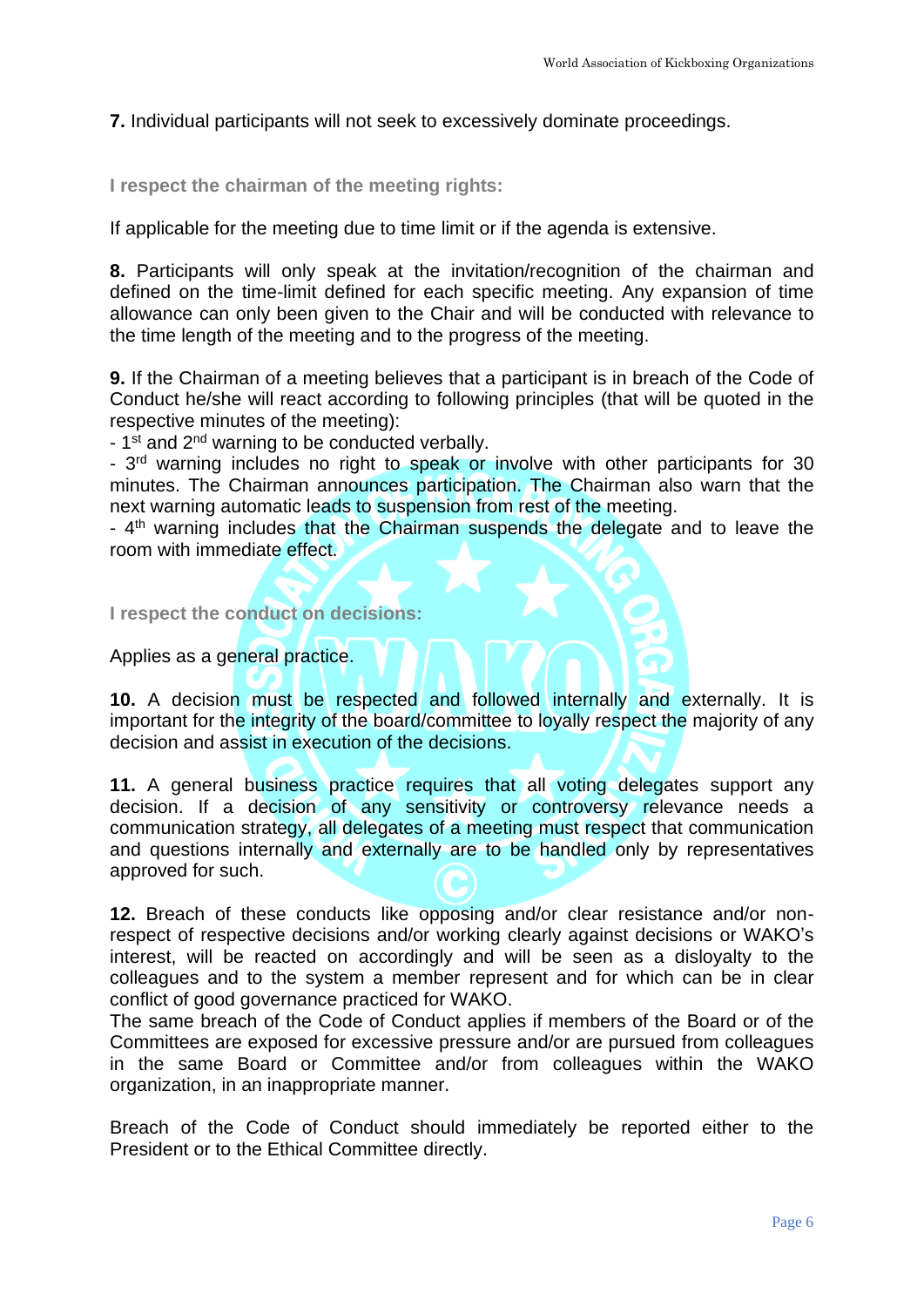**7.** Individual participants will not seek to excessively dominate proceedings.

### I respect the chairman of the meeting rights:

If applicable for the meeting due to time limit or if the agenda is extensive.

**8.** Participants will only speak at the invitation/recognition of the chairman and defined on the time-limit defined for each specific meeting. Any expansion of time allowance can only been given to the Chair and will be conducted with relevance to the time length of the meeting and to the progress of the meeting.

**9.** If the Chairman of a meeting believes that a participant is in breach of the Code of Conduct he/she will react according to following principles (that will be quoted in the respective minutes of the meeting):

- 1st and 2nd warning to be conducted verbally.
- 3rd warning includes no right to speak or involve with other participants for 30 minutes. The Chairman announces participation. The Chairman also warn that the next warning automatic leads to suspension from rest of the meeting.
- 4th warning includes that the Chairman suspends the delegate and to leave the room with immediate effect.

### I respect the conduct on decisions:

Applies as a general practice.

**10.** A decision must be respected and followed internally and externally. It is important for the integrity of the board/committee to loyally respect the majority of any decision and assist in execution of the decisions.

**11.** A general business practice requires that all voting delegates support any decision. If a decision of any sensitivity or controversy relevance needs a communication strategy, all delegates of a meeting must respect that communication and questions internally and externally are to be handled only by representatives approved for such.

**12.** Breach of these conducts like opposing and/or clear resistance and/or non-respect of respective decisions and/or working clearly against decisions or WAKO's interest, will be reacted on accordingly and will be seen as a disloyalty to the colleagues and to the system a member represent and for which can be in clear conflict of good governance practiced for WAKO.
The same breach of the Code of Conduct applies if members of the Board or of the Committees are exposed for excessive pressure and/or are pursued from colleagues in the same Board or Committee and/or from colleagues within the WAKO organization, in an inappropriate manner.

Breach of the Code of Conduct should immediately be reported either to the President or to the Ethical Committee directly.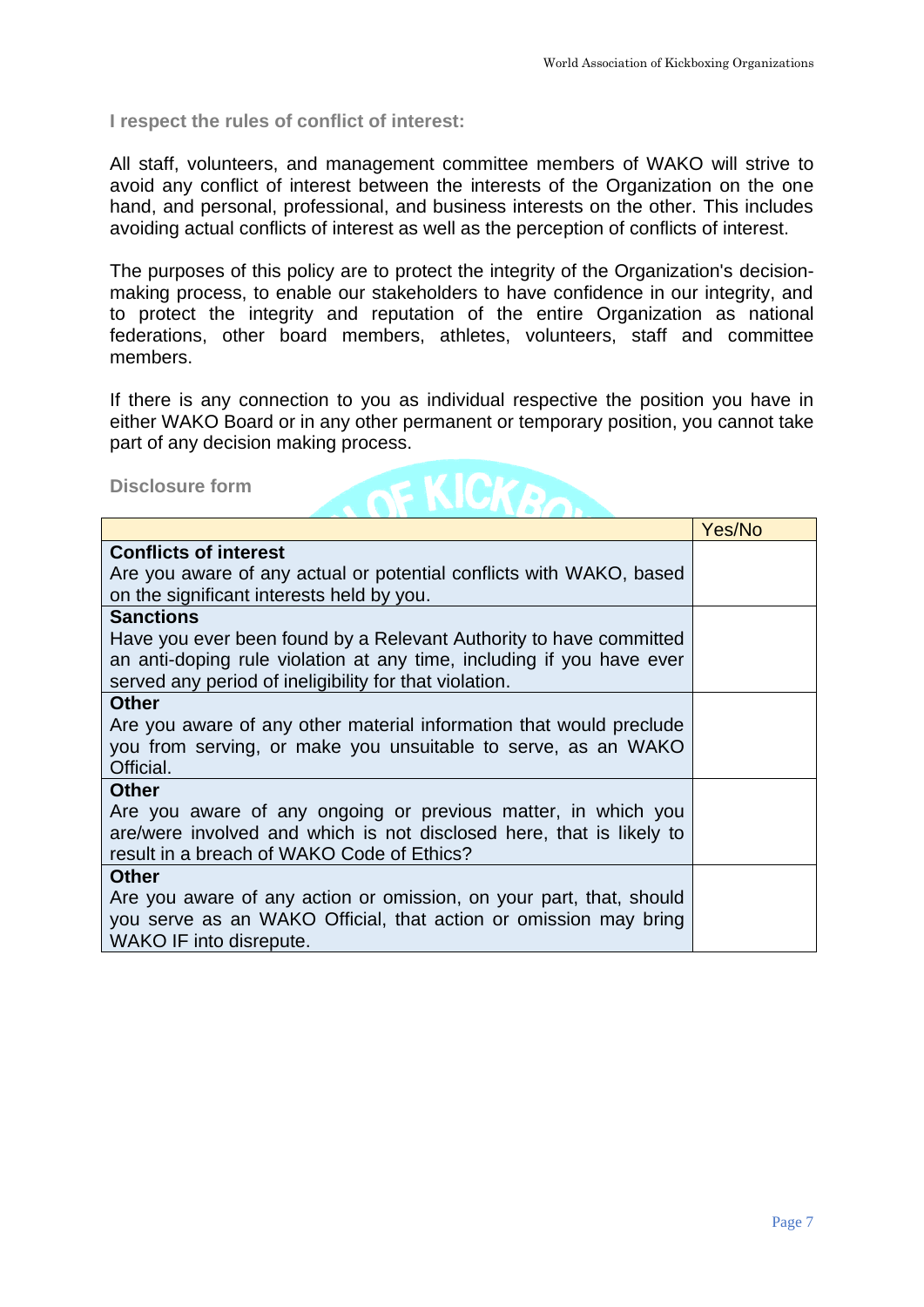**I respect the rules of conflict of interest:**

All staff, volunteers, and management committee members of WAKO will strive to avoid any conflict of interest between the interests of the Organization on the one hand, and personal, professional, and business interests on the other. This includes avoiding actual conflicts of interest as well as the perception of conflicts of interest.

The purposes of this policy are to protect the integrity of the Organization's decision-making process, to enable our stakeholders to have confidence in our integrity, and to protect the integrity and reputation of the entire Organization as national federations, other board members, athletes, volunteers, staff and committee members.

If there is any connection to you as individual respective the position you have in either WAKO Board or in any other permanent or temporary position, you cannot take part of any decision making process.

**Disclosure form**

| | Yes/No |
|---|---|
| **Conflicts of interest**<br>Are you aware of any actual or potential conflicts with WAKO, based on the significant interests held by you. | |
| **Sanctions**<br>Have you ever been found by a Relevant Authority to have committed an anti-doping rule violation at any time, including if you have ever served any period of ineligibility for that violation. | |
| **Other**<br>Are you aware of any other material information that would preclude you from serving, or make you unsuitable to serve, as an WAKO Official. | |
| **Other**<br>Are you aware of any ongoing or previous matter, in which you are/were involved and which is not disclosed here, that is likely to result in a breach of WAKO Code of Ethics? | |
| **Other**<br>Are you aware of any action or omission, on your part, that, should you serve as an WAKO Official, that action or omission may bring WAKO IF into disrepute. | |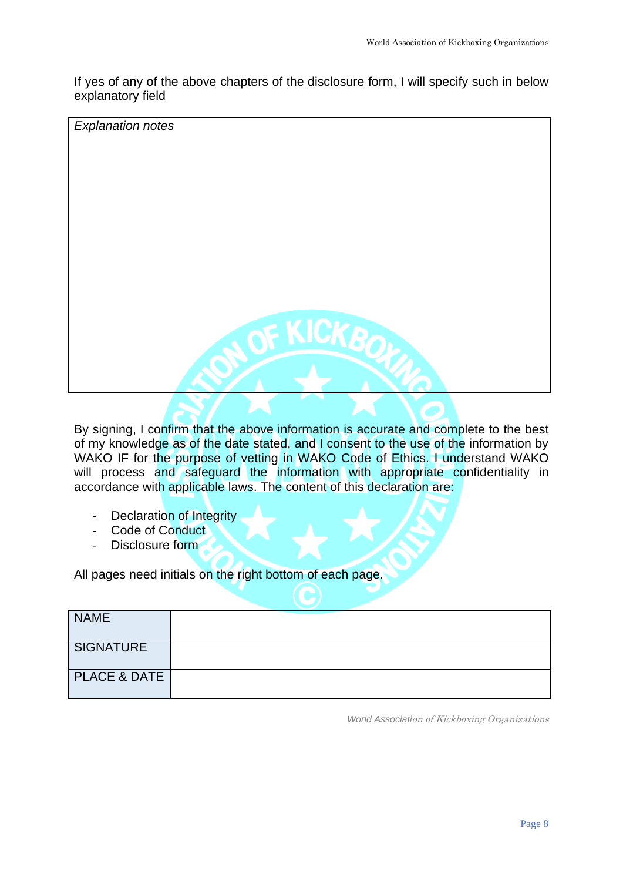If yes of any of the above chapters of the disclosure form, I will specify such in below explanatory field

| *Explanation notes* |
|---|
| |

By signing, I confirm that the above information is accurate and complete to the best of my knowledge as of the date stated, and I consent to the use of the information by WAKO IF for the purpose of vetting in WAKO Code of Ethics. I understand WAKO will process and safeguard the information with appropriate confidentiality in accordance with applicable laws. The content of this declaration are:

- Declaration of Integrity
- Code of Conduct
- Disclosure form

All pages need initials on the right bottom of each page.

| | |
|---|---|
| NAME | |
| SIGNATURE | |
| PLACE & DATE | |